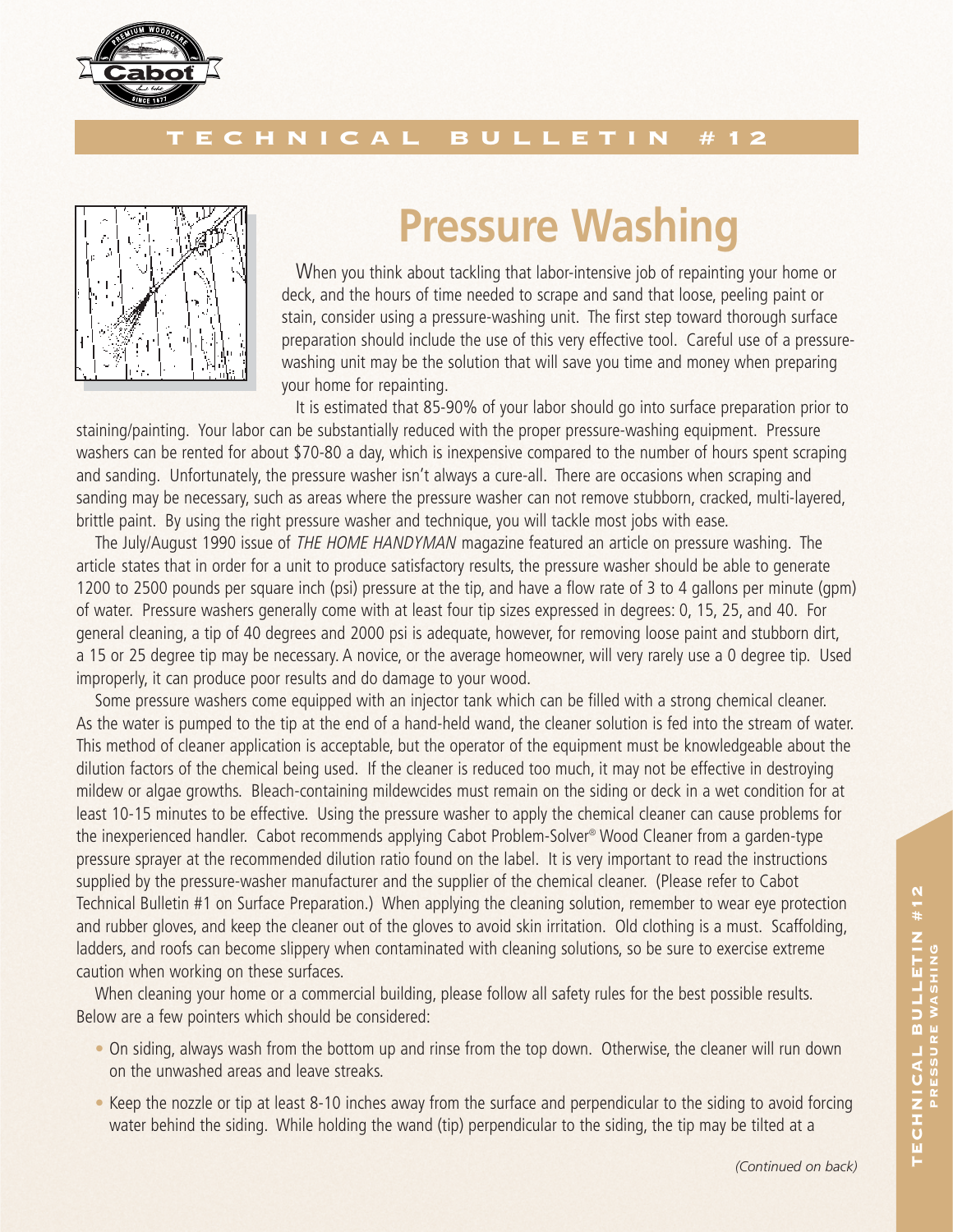TECHNICAL BULLETIN #12

# Pressure Washing

When you think about tackling that labor-intensive job of repainting your home or deck, and the hours of time needed to scrape and sand that loose, peeling paint or stain, consider using a pressure-washing unit. The first step toward thorough surface preparation should include the use of this very effective tool. Careful use of a pressure-washing unit may be the solution that will save you time and money when preparing your home for repainting.

It is estimated that 85-90% of your labor should go into surface preparation prior to staining/painting. Your labor can be substantially reduced with the proper pressure-washing equipment. Pressure washers can be rented for about $70-80 a day, which is inexpensive compared to the number of hours spent scraping and sanding. Unfortunately, the pressure washer isn't always a cure-all. There are occasions when scraping and sanding may be necessary, such as areas where the pressure washer can not remove stubborn, cracked, multi-layered, brittle paint. By using the right pressure washer and technique, you will tackle most jobs with ease.

The July/August 1990 issue of *THE HOME HANDYMAN* magazine featured an article on pressure washing. The article states that in order for a unit to produce satisfactory results, the pressure washer should be able to generate 1200 to 2500 pounds per square inch (psi) pressure at the tip, and have a flow rate of 3 to 4 gallons per minute (gpm) of water. Pressure washers generally come with at least four tip sizes expressed in degrees: 0, 15, 25, and 40. For general cleaning, a tip of 40 degrees and 2000 psi is adequate, however, for removing loose paint and stubborn dirt, a 15 or 25 degree tip may be necessary. A novice, or the average homeowner, will very rarely use a 0 degree tip. Used improperly, it can produce poor results and do damage to your wood.

Some pressure washers come equipped with an injector tank which can be filled with a strong chemical cleaner. As the water is pumped to the tip at the end of a hand-held wand, the cleaner solution is fed into the stream of water. This method of cleaner application is acceptable, but the operator of the equipment must be knowledgeable about the dilution factors of the chemical being used. If the cleaner is reduced too much, it may not be effective in destroying mildew or algae growths. Bleach-containing mildewcides must remain on the siding or deck in a wet condition for at least 10-15 minutes to be effective. Using the pressure washer to apply the chemical cleaner can cause problems for the inexperienced handler. Cabot recommends applying Cabot Problem-Solver® Wood Cleaner from a garden-type pressure sprayer at the recommended dilution ratio found on the label. It is very important to read the instructions supplied by the pressure-washer manufacturer and the supplier of the chemical cleaner. (Please refer to Cabot Technical Bulletin #1 on Surface Preparation.) When applying the cleaning solution, remember to wear eye protection and rubber gloves, and keep the cleaner out of the gloves to avoid skin irritation. Old clothing is a must. Scaffolding, ladders, and roofs can become slippery when contaminated with cleaning solutions, so be sure to exercise extreme caution when working on these surfaces.

When cleaning your home or a commercial building, please follow all safety rules for the best possible results. Below are a few pointers which should be considered:

- On siding, always wash from the bottom up and rinse from the top down. Otherwise, the cleaner will run down on the unwashed areas and leave streaks.
- Keep the nozzle or tip at least 8-10 inches away from the surface and perpendicular to the siding to avoid forcing water behind the siding. While holding the wand (tip) perpendicular to the siding, the tip may be tilted at a

*(Continued on back)*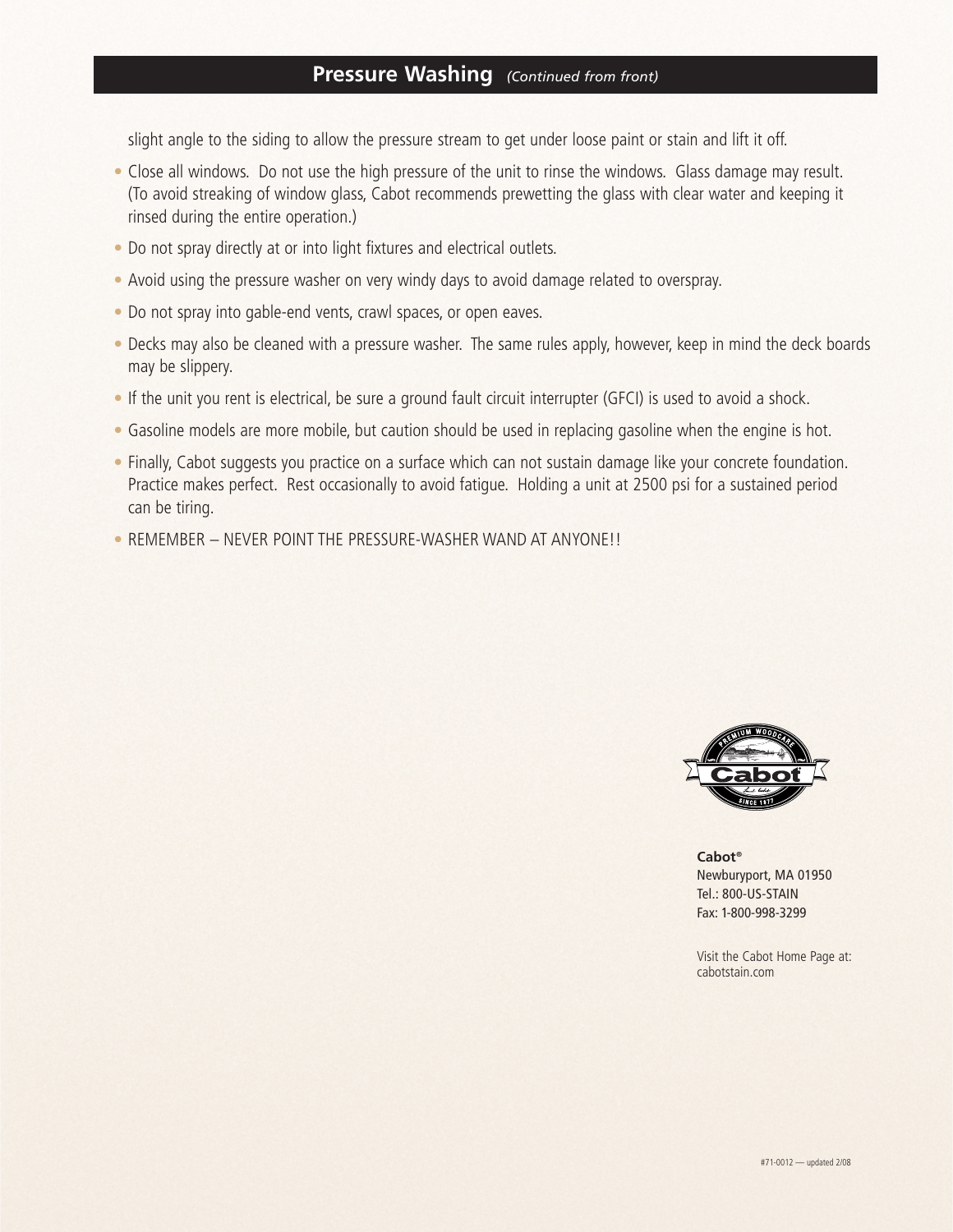## Pressure Washing *(Continued from front)*

slight angle to the siding to allow the pressure stream to get under loose paint or stain and lift it off.

- Close all windows. Do not use the high pressure of the unit to rinse the windows. Glass damage may result. (To avoid streaking of window glass, Cabot recommends prewetting the glass with clear water and keeping it rinsed during the entire operation.)
- Do not spray directly at or into light fixtures and electrical outlets.
- Avoid using the pressure washer on very windy days to avoid damage related to overspray.
- Do not spray into gable-end vents, crawl spaces, or open eaves.
- Decks may also be cleaned with a pressure washer. The same rules apply, however, keep in mind the deck boards may be slippery.
- If the unit you rent is electrical, be sure a ground fault circuit interrupter (GFCI) is used to avoid a shock.
- Gasoline models are more mobile, but caution should be used in replacing gasoline when the engine is hot.
- Finally, Cabot suggests you practice on a surface which can not sustain damage like your concrete foundation. Practice makes perfect. Rest occasionally to avoid fatigue. Holding a unit at 2500 psi for a sustained period can be tiring.
- REMEMBER – NEVER POINT THE PRESSURE-WASHER WAND AT ANYONE!!

**Cabot®**
Newburyport, MA 01950
Tel.: 800-US-STAIN
Fax: 1-800-998-3299

Visit the Cabot Home Page at:
cabotstain.com

#71-0012 — updated 2/08